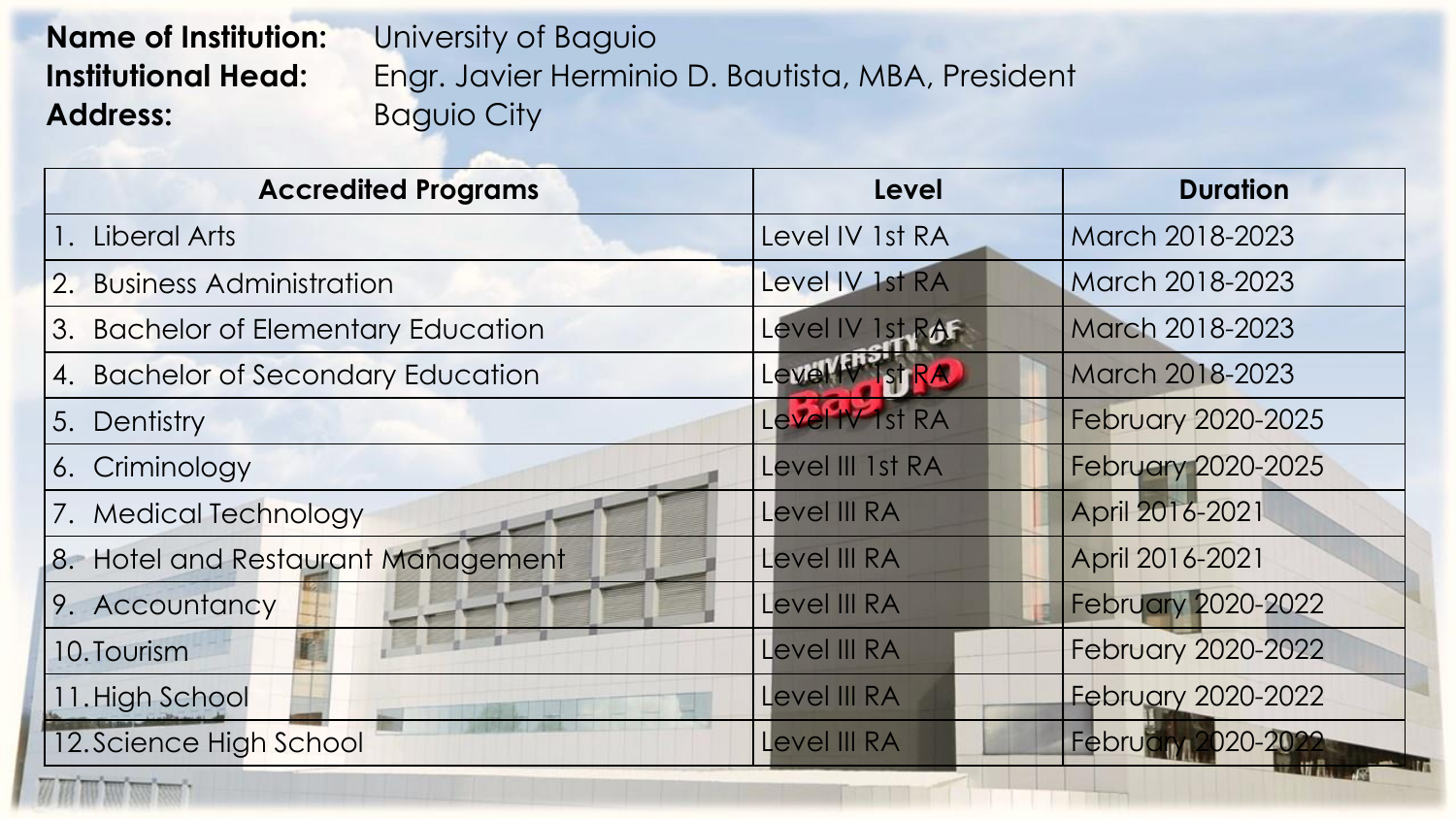**Name of Institution:** University of Baguio
**Institutional Head:** Engr. Javier Herminio D. Bautista, MBA, President
**Address:** Baguio City

| Accredited Programs | Level | Duration |
| --- | --- | --- |
| 1. Liberal Arts | Level IV 1st RA | March 2018-2023 |
| 2. Business Administration | Level IV 1st RA | March 2018-2023 |
| 3. Bachelor of Elementary Education | Level IV 1st RA | March 2018-2023 |
| 4. Bachelor of Secondary Education | Level IV 1st RA | March 2018-2023 |
| 5. Dentistry | Level IV 1st RA | February 2020-2025 |
| 6. Criminology | Level III 1st RA | February 2020-2025 |
| 7. Medical Technology | Level III RA | April 2016-2021 |
| 8. Hotel and Restaurant Management | Level III RA | April 2016-2021 |
| 9. Accountancy | Level III RA | February 2020-2022 |
| 10. Tourism | Level III RA | February 2020-2022 |
| 11. High School | Level III RA | February 2020-2022 |
| 12. Science High School | Level III RA | February 2020-2022 |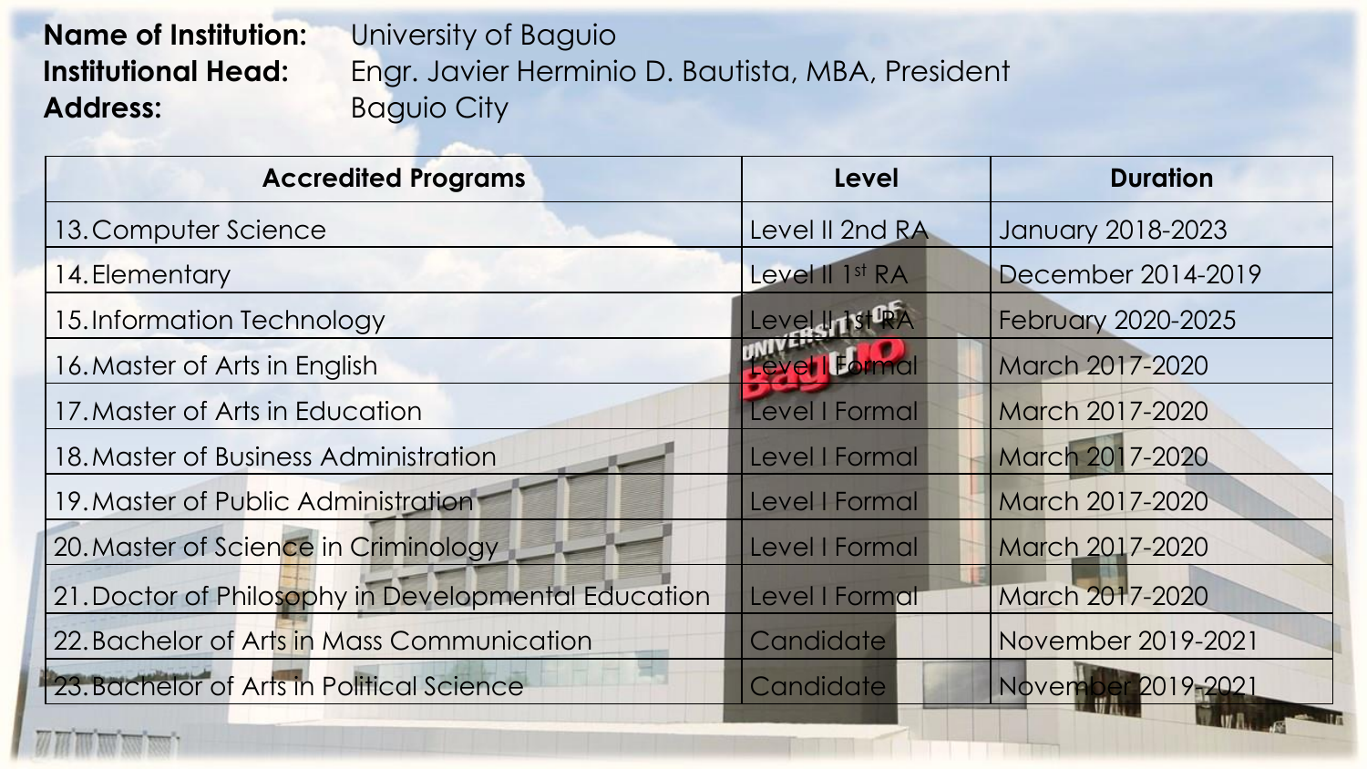**Name of Institution:** University of Baguio
**Institutional Head:** Engr. Javier Herminio D. Bautista, MBA, President
**Address:** Baguio City

| Accredited Programs | Level | Duration |
|---|---|---|
| 13. Computer Science | Level II 2nd RA | January 2018-2023 |
| 14. Elementary | Level II 1st RA | December 2014-2019 |
| 15. Information Technology | Level II 1st RA | February 2020-2025 |
| 16. Master of Arts in English | Level I Formal | March 2017-2020 |
| 17. Master of Arts in Education | Level I Formal | March 2017-2020 |
| 18. Master of Business Administration | Level I Formal | March 2017-2020 |
| 19. Master of Public Administration | Level I Formal | March 2017-2020 |
| 20. Master of Science in Criminology | Level I Formal | March 2017-2020 |
| 21. Doctor of Philosophy in Developmental Education | Level I Formal | March 2017-2020 |
| 22. Bachelor of Arts in Mass Communication | Candidate | November 2019-2021 |
| 23. Bachelor of Arts in Political Science | Candidate | November 2019-2021 |